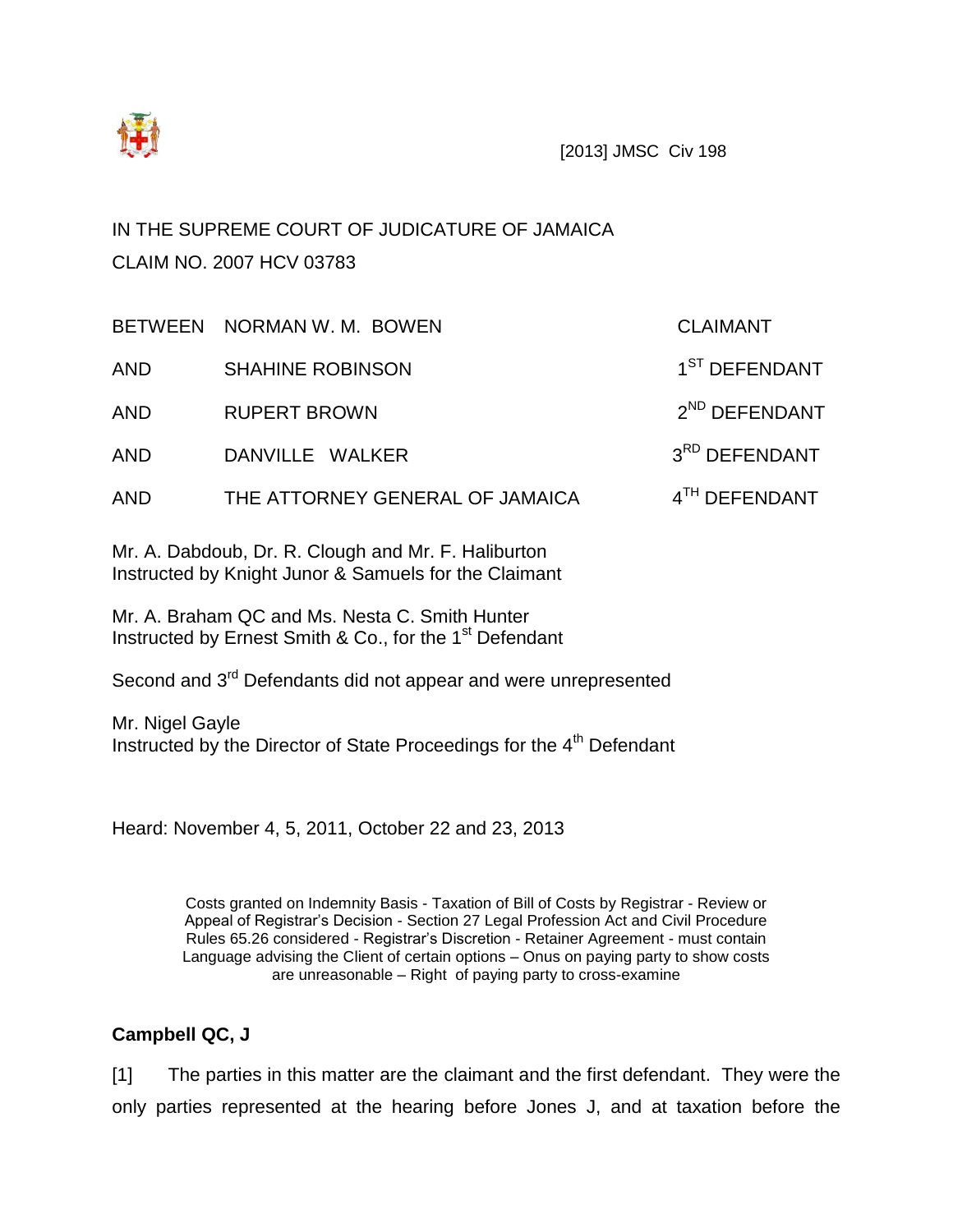[2013] JMSC Civ 198

IN THE SUPREME COURT OF JUDICATURE OF JAMAICA

CLAIM NO. 2007 HCV 03783

| | | |
|---|---|---|
| BETWEEN | NORMAN W. M. BOWEN | CLAIMANT |
| AND | SHAHINE ROBINSON | 1ST DEFENDANT |
| AND | RUPERT BROWN | 2ND DEFENDANT |
| AND | DANVILLE WALKER | 3RD DEFENDANT |
| AND | THE ATTORNEY GENERAL OF JAMAICA | 4TH DEFENDANT |

Mr. A. Dabdoub, Dr. R. Clough and Mr. F. Haliburton
Instructed by Knight Junor & Samuels for the Claimant

Mr. A. Braham QC and Ms. Nesta C. Smith Hunter
Instructed by Ernest Smith & Co., for the 1st Defendant

Second and 3rd Defendants did not appear and were unrepresented

Mr. Nigel Gayle
Instructed by the Director of State Proceedings for the 4th Defendant

Heard: November 4, 5, 2011, October 22 and 23, 2013

Costs granted on Indemnity Basis - Taxation of Bill of Costs by Registrar - Review or Appeal of Registrar's Decision - Section 27 Legal Profession Act and Civil Procedure Rules 65.26 considered - Registrar's Discretion - Retainer Agreement - must contain Language advising the Client of certain options – Onus on paying party to show costs are unreasonable – Right of paying party to cross-examine

**Campbell QC, J**

[1] The parties in this matter are the claimant and the first defendant. They were the only parties represented at the hearing before Jones J, and at taxation before the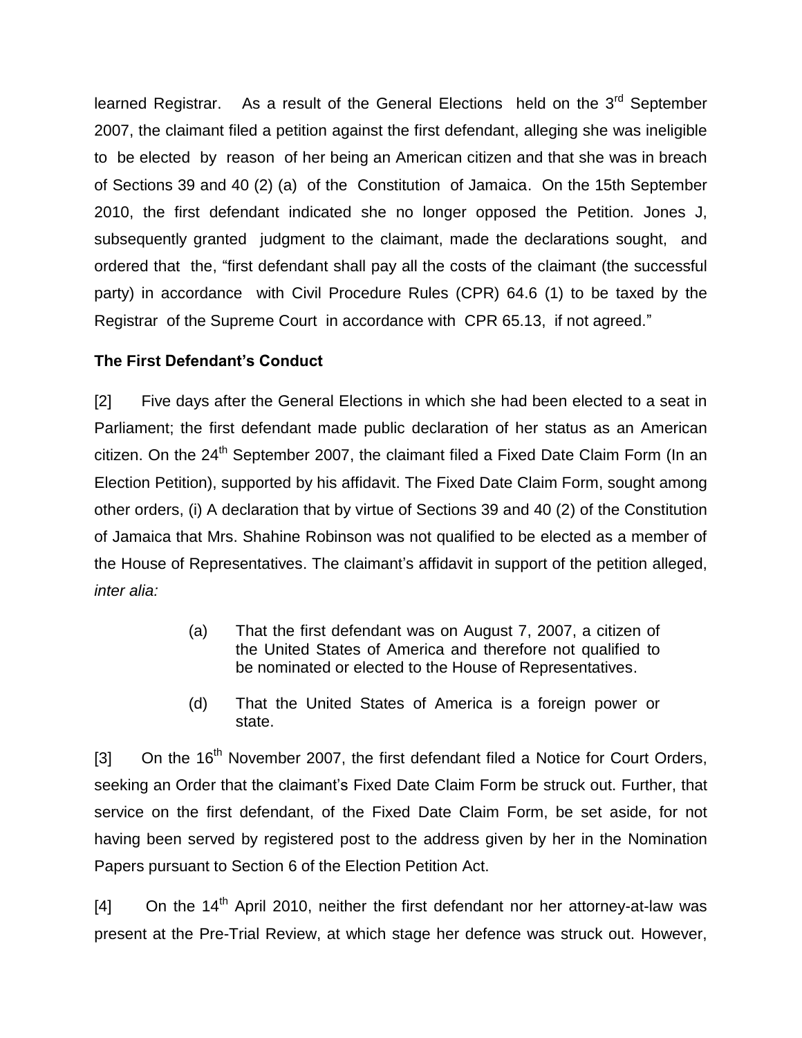learned Registrar. As a result of the General Elections held on the 3rd September 2007, the claimant filed a petition against the first defendant, alleging she was ineligible to be elected by reason of her being an American citizen and that she was in breach of Sections 39 and 40 (2) (a) of the Constitution of Jamaica. On the 15th September 2010, the first defendant indicated she no longer opposed the Petition. Jones J, subsequently granted judgment to the claimant, made the declarations sought, and ordered that the, "first defendant shall pay all the costs of the claimant (the successful party) in accordance with Civil Procedure Rules (CPR) 64.6 (1) to be taxed by the Registrar of the Supreme Court in accordance with CPR 65.13, if not agreed."

**The First Defendant's Conduct**

[2] Five days after the General Elections in which she had been elected to a seat in Parliament; the first defendant made public declaration of her status as an American citizen. On the 24th September 2007, the claimant filed a Fixed Date Claim Form (In an Election Petition), supported by his affidavit. The Fixed Date Claim Form, sought among other orders, (i) A declaration that by virtue of Sections 39 and 40 (2) of the Constitution of Jamaica that Mrs. Shahine Robinson was not qualified to be elected as a member of the House of Representatives. The claimant's affidavit in support of the petition alleged, *inter alia:*

> (a) That the first defendant was on August 7, 2007, a citizen of the United States of America and therefore not qualified to be nominated or elected to the House of Representatives.
>
> (d) That the United States of America is a foreign power or state.

[3] On the 16th November 2007, the first defendant filed a Notice for Court Orders, seeking an Order that the claimant's Fixed Date Claim Form be struck out. Further, that service on the first defendant, of the Fixed Date Claim Form, be set aside, for not having been served by registered post to the address given by her in the Nomination Papers pursuant to Section 6 of the Election Petition Act.

[4] On the 14th April 2010, neither the first defendant nor her attorney-at-law was present at the Pre-Trial Review, at which stage her defence was struck out. However,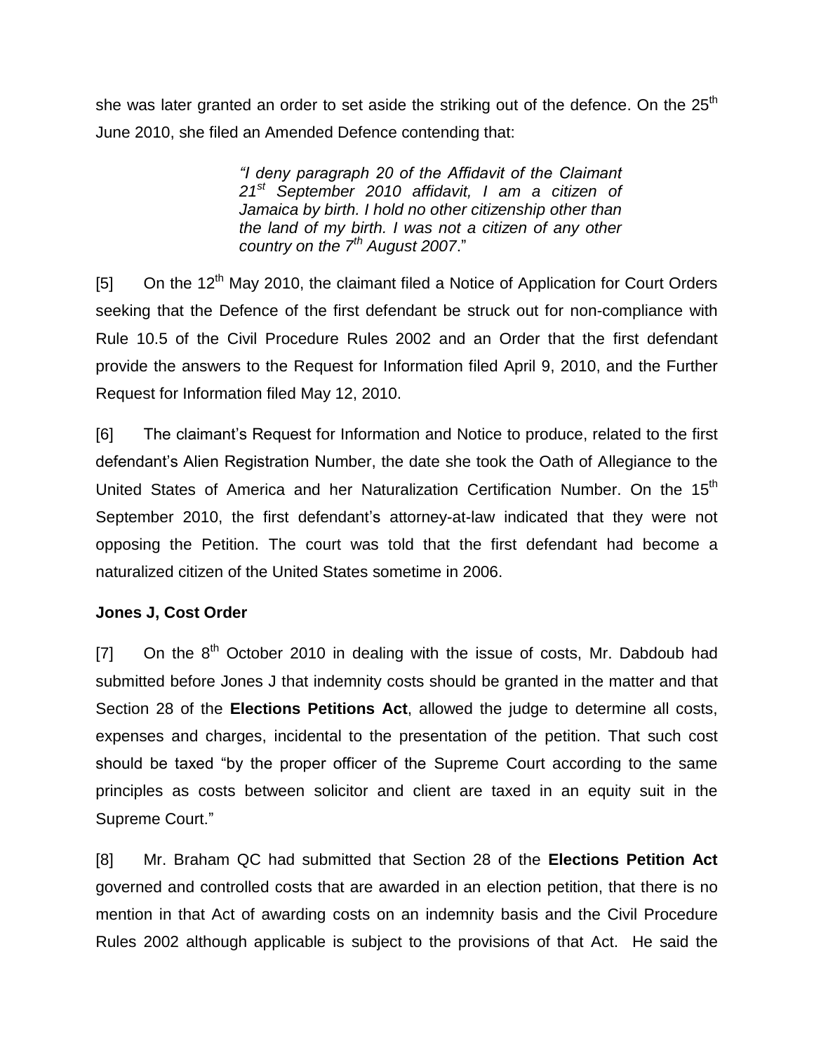she was later granted an order to set aside the striking out of the defence. On the 25th June 2010, she filed an Amended Defence contending that:

> *"I deny paragraph 20 of the Affidavit of the Claimant 21st September 2010 affidavit, I am a citizen of Jamaica by birth. I hold no other citizenship other than the land of my birth. I was not a citizen of any other country on the 7th August 2007*."

[5] On the 12th May 2010, the claimant filed a Notice of Application for Court Orders seeking that the Defence of the first defendant be struck out for non-compliance with Rule 10.5 of the Civil Procedure Rules 2002 and an Order that the first defendant provide the answers to the Request for Information filed April 9, 2010, and the Further Request for Information filed May 12, 2010.

[6] The claimant's Request for Information and Notice to produce, related to the first defendant's Alien Registration Number, the date she took the Oath of Allegiance to the United States of America and her Naturalization Certification Number. On the 15th September 2010, the first defendant's attorney-at-law indicated that they were not opposing the Petition. The court was told that the first defendant had become a naturalized citizen of the United States sometime in 2006.

**Jones J, Cost Order**

[7] On the 8th October 2010 in dealing with the issue of costs, Mr. Dabdoub had submitted before Jones J that indemnity costs should be granted in the matter and that Section 28 of the **Elections Petitions Act**, allowed the judge to determine all costs, expenses and charges, incidental to the presentation of the petition. That such cost should be taxed "by the proper officer of the Supreme Court according to the same principles as costs between solicitor and client are taxed in an equity suit in the Supreme Court."

[8] Mr. Braham QC had submitted that Section 28 of the **Elections Petition Act** governed and controlled costs that are awarded in an election petition, that there is no mention in that Act of awarding costs on an indemnity basis and the Civil Procedure Rules 2002 although applicable is subject to the provisions of that Act. He said the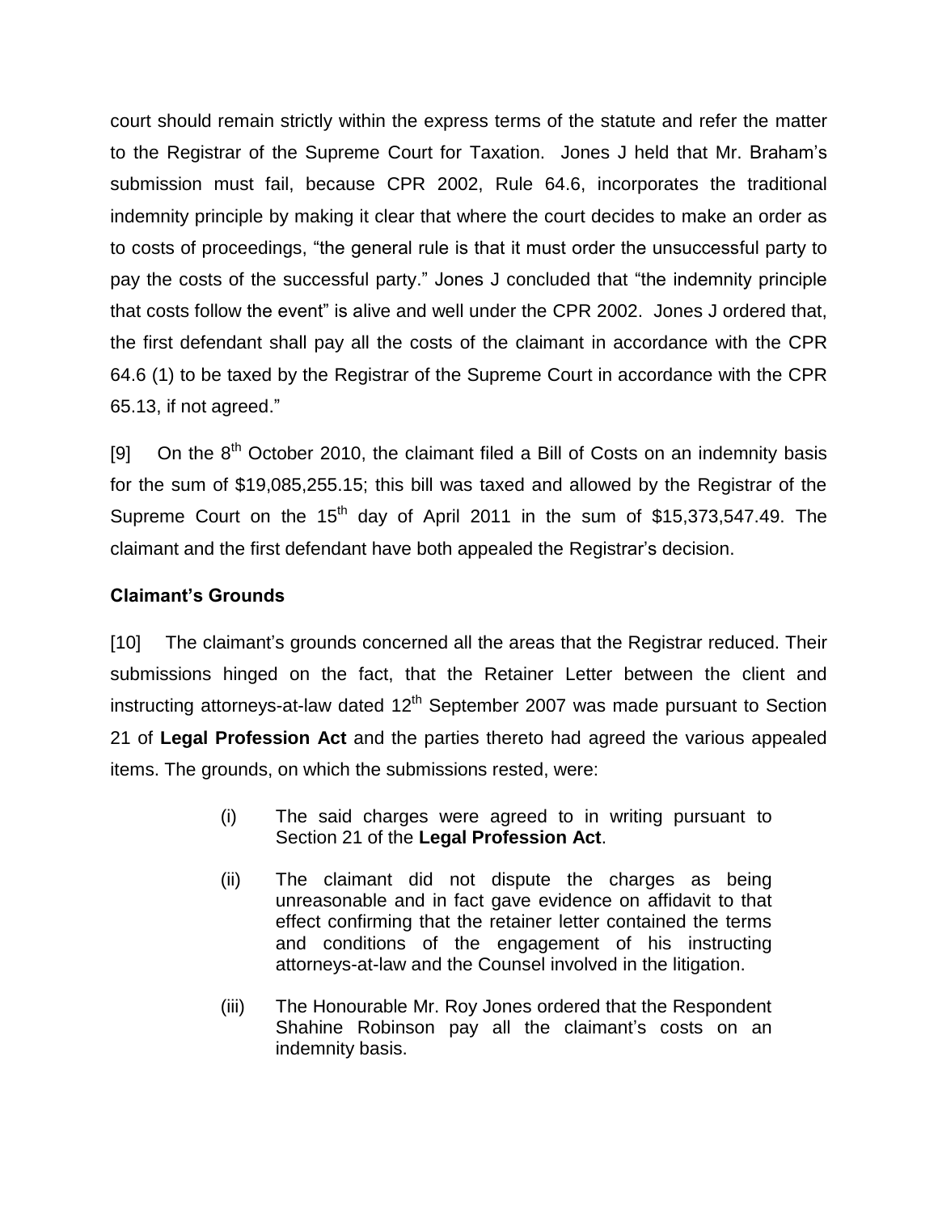court should remain strictly within the express terms of the statute and refer the matter to the Registrar of the Supreme Court for Taxation. Jones J held that Mr. Braham's submission must fail, because CPR 2002, Rule 64.6, incorporates the traditional indemnity principle by making it clear that where the court decides to make an order as to costs of proceedings, "the general rule is that it must order the unsuccessful party to pay the costs of the successful party." Jones J concluded that "the indemnity principle that costs follow the event" is alive and well under the CPR 2002. Jones J ordered that, the first defendant shall pay all the costs of the claimant in accordance with the CPR 64.6 (1) to be taxed by the Registrar of the Supreme Court in accordance with the CPR 65.13, if not agreed."

[9] On the 8th October 2010, the claimant filed a Bill of Costs on an indemnity basis for the sum of $19,085,255.15; this bill was taxed and allowed by the Registrar of the Supreme Court on the 15th day of April 2011 in the sum of $15,373,547.49. The claimant and the first defendant have both appealed the Registrar's decision.

**Claimant's Grounds**

[10] The claimant's grounds concerned all the areas that the Registrar reduced. Their submissions hinged on the fact, that the Retainer Letter between the client and instructing attorneys-at-law dated 12th September 2007 was made pursuant to Section 21 of **Legal Profession Act** and the parties thereto had agreed the various appealed items. The grounds, on which the submissions rested, were:

> (i) The said charges were agreed to in writing pursuant to Section 21 of the **Legal Profession Act**.
>
> (ii) The claimant did not dispute the charges as being unreasonable and in fact gave evidence on affidavit to that effect confirming that the retainer letter contained the terms and conditions of the engagement of his instructing attorneys-at-law and the Counsel involved in the litigation.
>
> (iii) The Honourable Mr. Roy Jones ordered that the Respondent Shahine Robinson pay all the claimant's costs on an indemnity basis.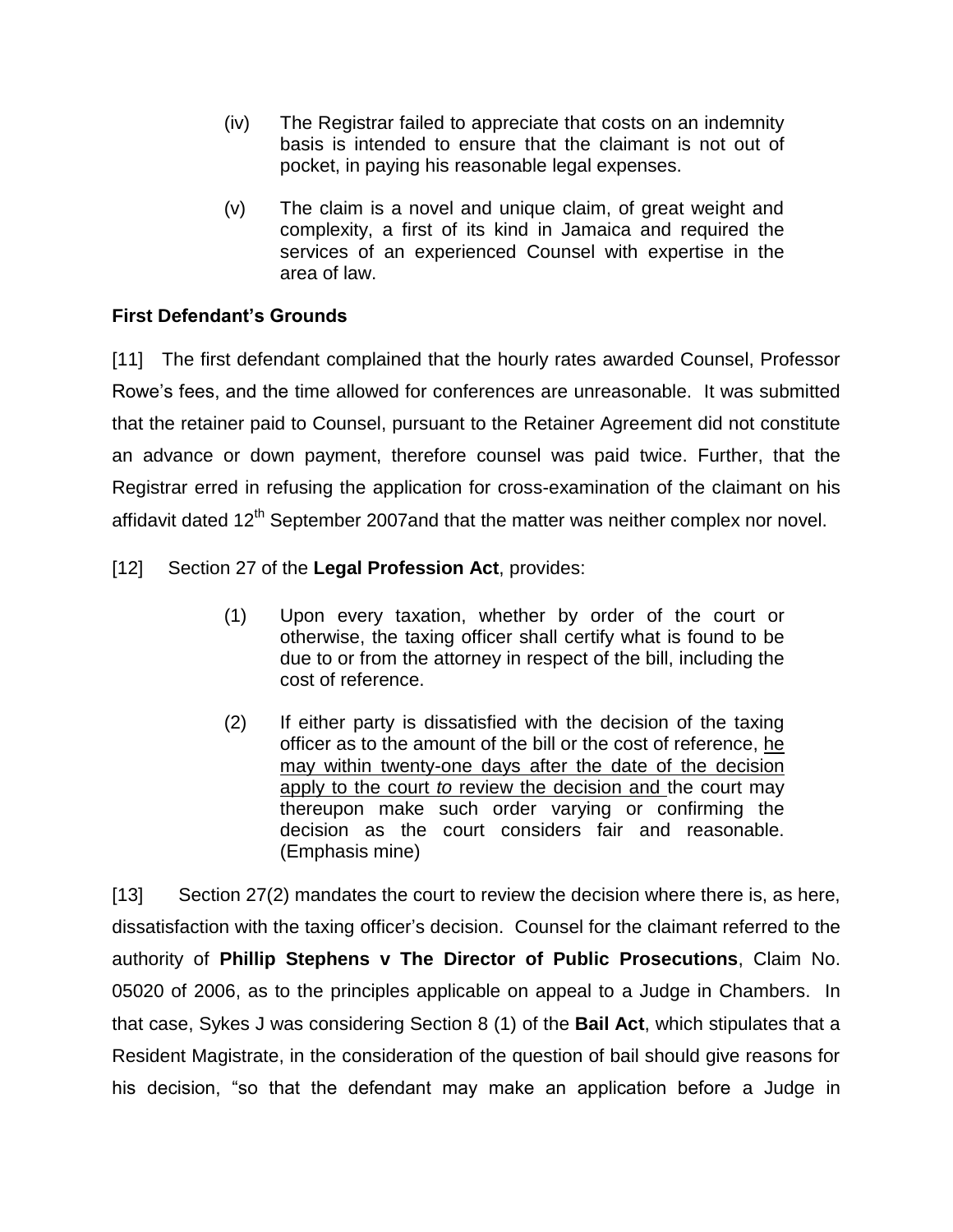(iv) The Registrar failed to appreciate that costs on an indemnity basis is intended to ensure that the claimant is not out of pocket, in paying his reasonable legal expenses.

(v) The claim is a novel and unique claim, of great weight and complexity, a first of its kind in Jamaica and required the services of an experienced Counsel with expertise in the area of law.

**First Defendant's Grounds**

[11] The first defendant complained that the hourly rates awarded Counsel, Professor Rowe's fees, and the time allowed for conferences are unreasonable. It was submitted that the retainer paid to Counsel, pursuant to the Retainer Agreement did not constitute an advance or down payment, therefore counsel was paid twice. Further, that the Registrar erred in refusing the application for cross-examination of the claimant on his affidavit dated 12th September 2007and that the matter was neither complex nor novel.

[12] Section 27 of the **Legal Profession Act**, provides:

> (1) Upon every taxation, whether by order of the court or otherwise, the taxing officer shall certify what is found to be due to or from the attorney in respect of the bill, including the cost of reference.
>
> (2) If either party is dissatisfied with the decision of the taxing officer as to the amount of the bill or the cost of reference, <u>he may within twenty-one days after the date of the decision apply to the court *to* review the decision and</u> the court may thereupon make such order varying or confirming the decision as the court considers fair and reasonable. (Emphasis mine)

[13] Section 27(2) mandates the court to review the decision where there is, as here, dissatisfaction with the taxing officer's decision. Counsel for the claimant referred to the authority of **Phillip Stephens v The Director of Public Prosecutions**, Claim No. 05020 of 2006, as to the principles applicable on appeal to a Judge in Chambers. In that case, Sykes J was considering Section 8 (1) of the **Bail Act**, which stipulates that a Resident Magistrate, in the consideration of the question of bail should give reasons for his decision, "so that the defendant may make an application before a Judge in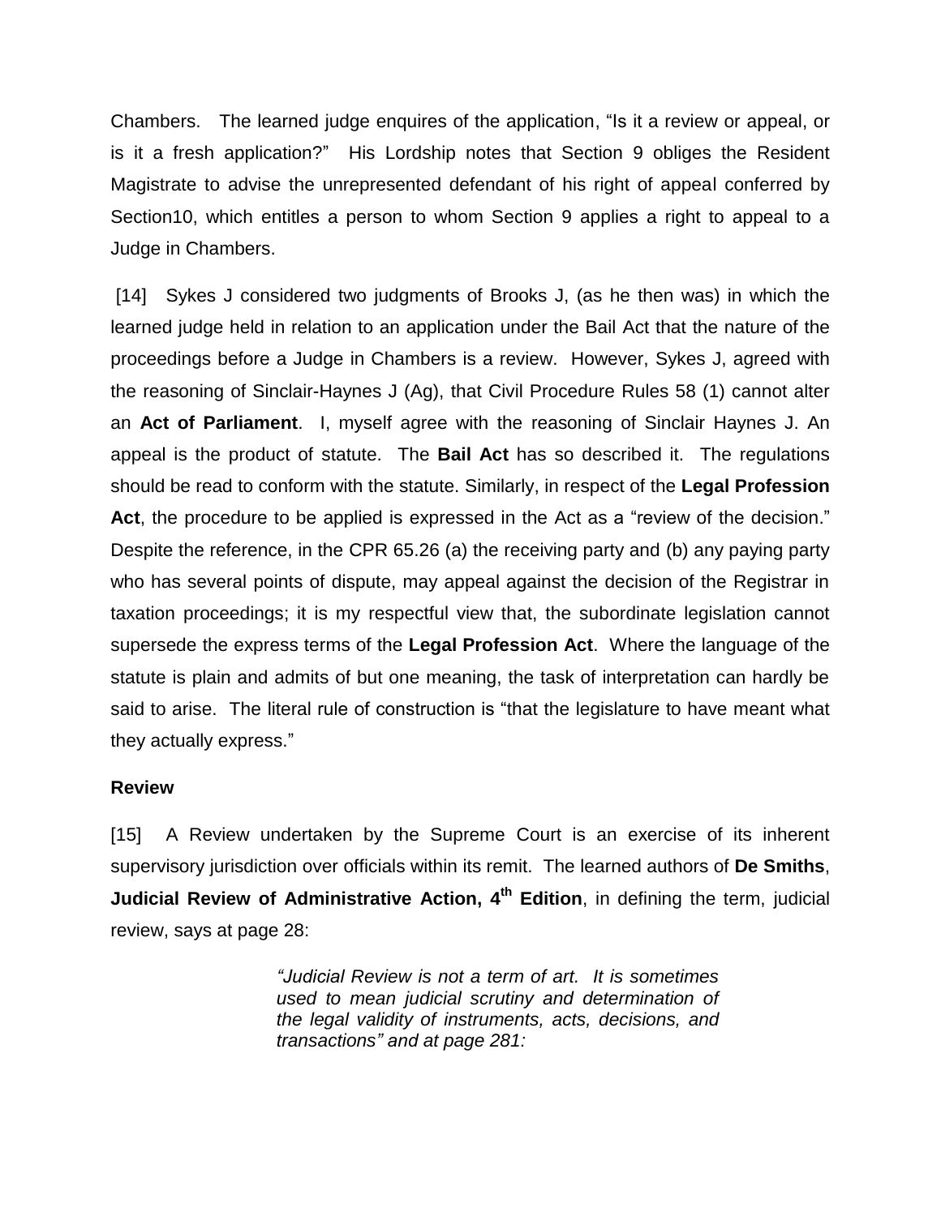Chambers. The learned judge enquires of the application, "Is it a review or appeal, or is it a fresh application?" His Lordship notes that Section 9 obliges the Resident Magistrate to advise the unrepresented defendant of his right of appeal conferred by Section10, which entitles a person to whom Section 9 applies a right to appeal to a Judge in Chambers.

[14] Sykes J considered two judgments of Brooks J, (as he then was) in which the learned judge held in relation to an application under the Bail Act that the nature of the proceedings before a Judge in Chambers is a review. However, Sykes J, agreed with the reasoning of Sinclair-Haynes J (Ag), that Civil Procedure Rules 58 (1) cannot alter an **Act of Parliament**. I, myself agree with the reasoning of Sinclair Haynes J. An appeal is the product of statute. The **Bail Act** has so described it. The regulations should be read to conform with the statute. Similarly, in respect of the **Legal Profession Act**, the procedure to be applied is expressed in the Act as a "review of the decision." Despite the reference, in the CPR 65.26 (a) the receiving party and (b) any paying party who has several points of dispute, may appeal against the decision of the Registrar in taxation proceedings; it is my respectful view that, the subordinate legislation cannot supersede the express terms of the **Legal Profession Act**. Where the language of the statute is plain and admits of but one meaning, the task of interpretation can hardly be said to arise. The literal rule of construction is "that the legislature to have meant what they actually express."

**Review**

[15] A Review undertaken by the Supreme Court is an exercise of its inherent supervisory jurisdiction over officials within its remit. The learned authors of **De Smiths**, **Judicial Review of Administrative Action, 4th Edition**, in defining the term, judicial review, says at page 28:

> *"Judicial Review is not a term of art. It is sometimes used to mean judicial scrutiny and determination of the legal validity of instruments, acts, decisions, and transactions" and at page 281:*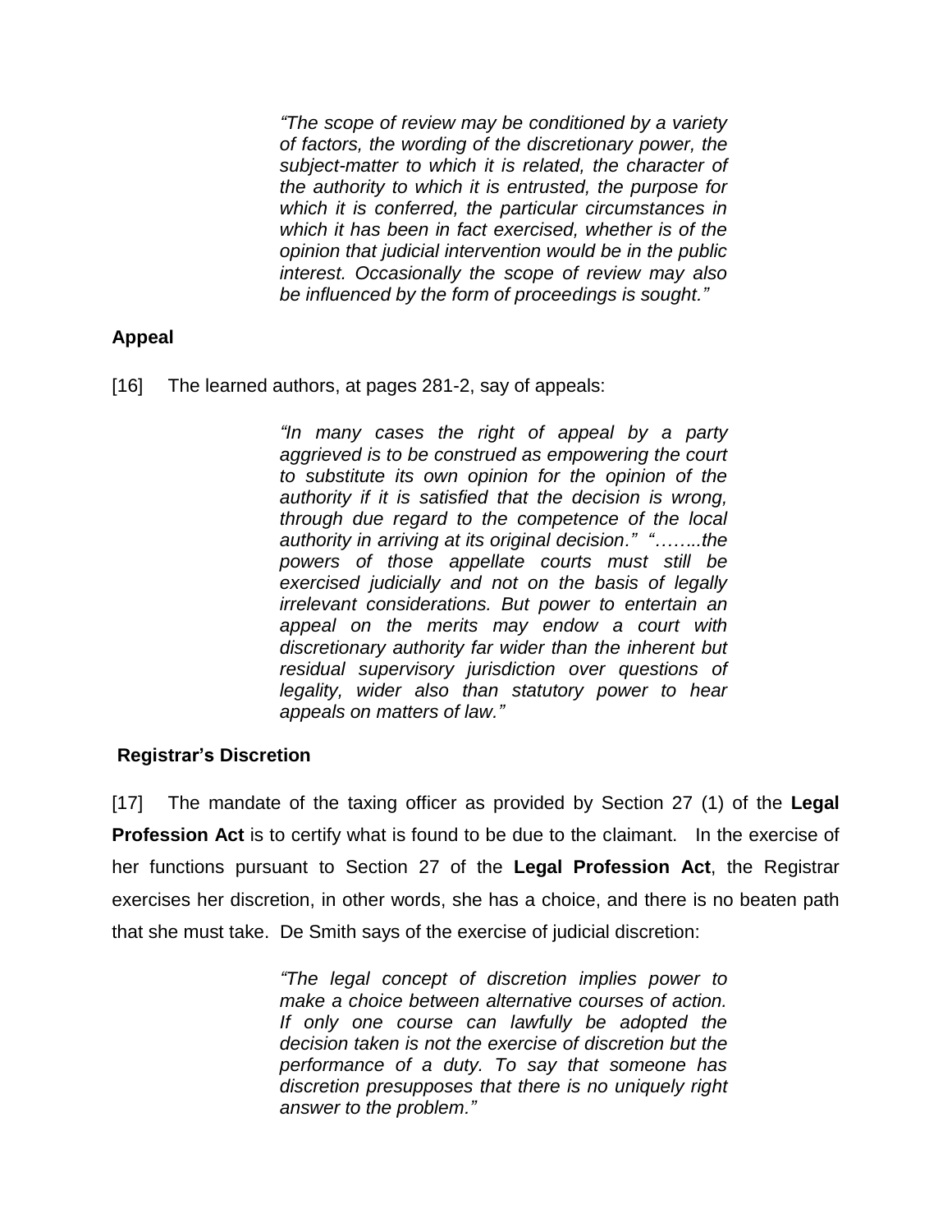> *"The scope of review may be conditioned by a variety of factors, the wording of the discretionary power, the subject-matter to which it is related, the character of the authority to which it is entrusted, the purpose for which it is conferred, the particular circumstances in which it has been in fact exercised, whether is of the opinion that judicial intervention would be in the public interest. Occasionally the scope of review may also be influenced by the form of proceedings is sought."*

**Appeal**

[16] The learned authors, at pages 281-2, say of appeals:

> *"In many cases the right of appeal by a party aggrieved is to be construed as empowering the court to substitute its own opinion for the opinion of the authority if it is satisfied that the decision is wrong, through due regard to the competence of the local authority in arriving at its original decision." "……..the powers of those appellate courts must still be exercised judicially and not on the basis of legally irrelevant considerations. But power to entertain an appeal on the merits may endow a court with discretionary authority far wider than the inherent but residual supervisory jurisdiction over questions of legality, wider also than statutory power to hear appeals on matters of law."*

**Registrar's Discretion**

[17] The mandate of the taxing officer as provided by Section 27 (1) of the **Legal Profession Act** is to certify what is found to be due to the claimant. In the exercise of her functions pursuant to Section 27 of the **Legal Profession Act**, the Registrar exercises her discretion, in other words, she has a choice, and there is no beaten path that she must take. De Smith says of the exercise of judicial discretion:

> *"The legal concept of discretion implies power to make a choice between alternative courses of action. If only one course can lawfully be adopted the decision taken is not the exercise of discretion but the performance of a duty. To say that someone has discretion presupposes that there is no uniquely right answer to the problem."*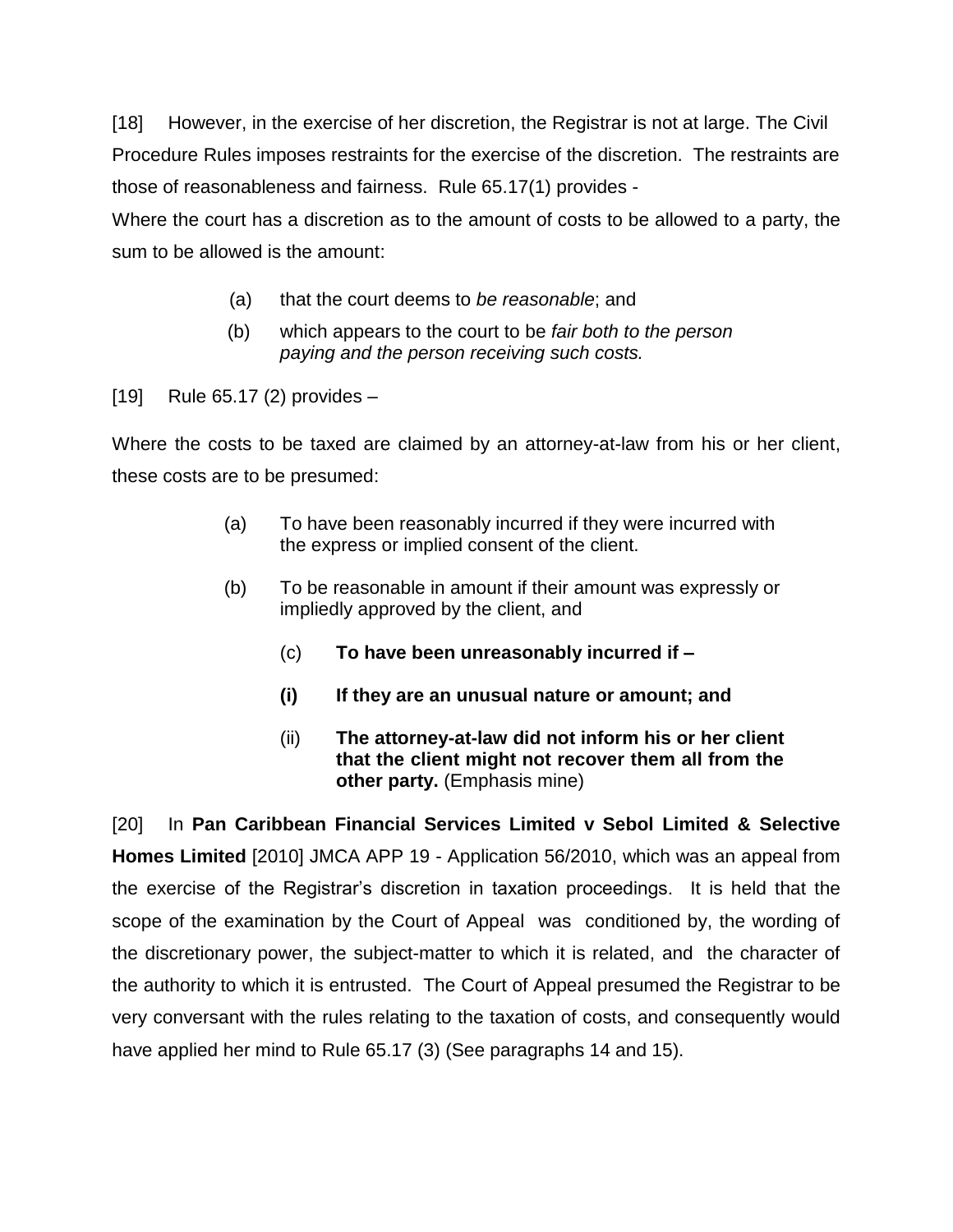[18] However, in the exercise of her discretion, the Registrar is not at large. The Civil Procedure Rules imposes restraints for the exercise of the discretion. The restraints are those of reasonableness and fairness. Rule 65.17(1) provides -

Where the court has a discretion as to the amount of costs to be allowed to a party, the sum to be allowed is the amount:

> (a) that the court deems to *be reasonable*; and
>
> (b) which appears to the court to be *fair both to the person paying and the person receiving such costs.*

[19] Rule 65.17 (2) provides –

Where the costs to be taxed are claimed by an attorney-at-law from his or her client, these costs are to be presumed:

> (a) To have been reasonably incurred if they were incurred with the express or implied consent of the client.
>
> (b) To be reasonable in amount if their amount was expressly or impliedly approved by the client, and
>
> > (c) **To have been unreasonably incurred if –**
> >
> > **(i) If they are an unusual nature or amount; and**
> >
> > (ii) **The attorney-at-law did not inform his or her client that the client might not recover them all from the other party.** (Emphasis mine)

[20] In **Pan Caribbean Financial Services Limited v Sebol Limited & Selective Homes Limited** [2010] JMCA APP 19 - Application 56/2010, which was an appeal from the exercise of the Registrar's discretion in taxation proceedings. It is held that the scope of the examination by the Court of Appeal was conditioned by, the wording of the discretionary power, the subject-matter to which it is related, and the character of the authority to which it is entrusted. The Court of Appeal presumed the Registrar to be very conversant with the rules relating to the taxation of costs, and consequently would have applied her mind to Rule 65.17 (3) (See paragraphs 14 and 15).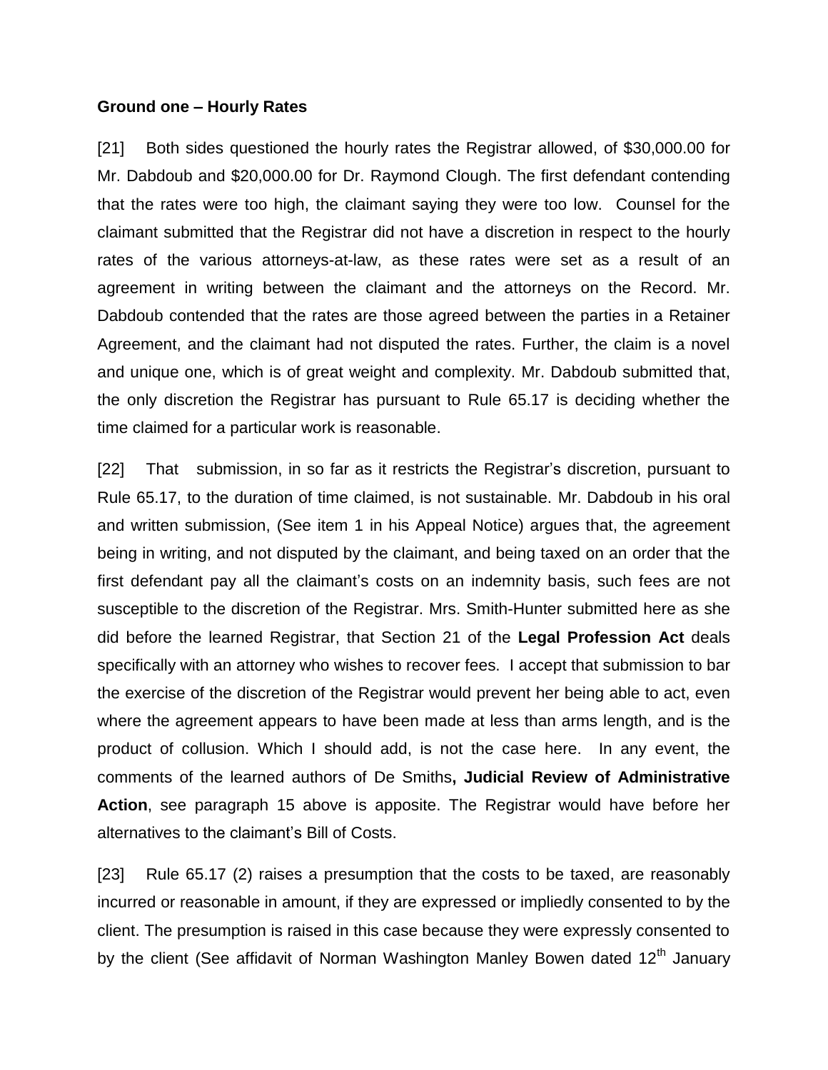**Ground one – Hourly Rates**

[21] Both sides questioned the hourly rates the Registrar allowed, of $30,000.00 for Mr. Dabdoub and $20,000.00 for Dr. Raymond Clough. The first defendant contending that the rates were too high, the claimant saying they were too low. Counsel for the claimant submitted that the Registrar did not have a discretion in respect to the hourly rates of the various attorneys-at-law, as these rates were set as a result of an agreement in writing between the claimant and the attorneys on the Record. Mr. Dabdoub contended that the rates are those agreed between the parties in a Retainer Agreement, and the claimant had not disputed the rates. Further, the claim is a novel and unique one, which is of great weight and complexity. Mr. Dabdoub submitted that, the only discretion the Registrar has pursuant to Rule 65.17 is deciding whether the time claimed for a particular work is reasonable.

[22] That submission, in so far as it restricts the Registrar's discretion, pursuant to Rule 65.17, to the duration of time claimed, is not sustainable. Mr. Dabdoub in his oral and written submission, (See item 1 in his Appeal Notice) argues that, the agreement being in writing, and not disputed by the claimant, and being taxed on an order that the first defendant pay all the claimant's costs on an indemnity basis, such fees are not susceptible to the discretion of the Registrar. Mrs. Smith-Hunter submitted here as she did before the learned Registrar, that Section 21 of the **Legal Profession Act** deals specifically with an attorney who wishes to recover fees. I accept that submission to bar the exercise of the discretion of the Registrar would prevent her being able to act, even where the agreement appears to have been made at less than arms length, and is the product of collusion. Which I should add, is not the case here. In any event, the comments of the learned authors of De Smiths**, Judicial Review of Administrative Action**, see paragraph 15 above is apposite. The Registrar would have before her alternatives to the claimant's Bill of Costs.

[23] Rule 65.17 (2) raises a presumption that the costs to be taxed, are reasonably incurred or reasonable in amount, if they are expressed or impliedly consented to by the client. The presumption is raised in this case because they were expressly consented to by the client (See affidavit of Norman Washington Manley Bowen dated 12th January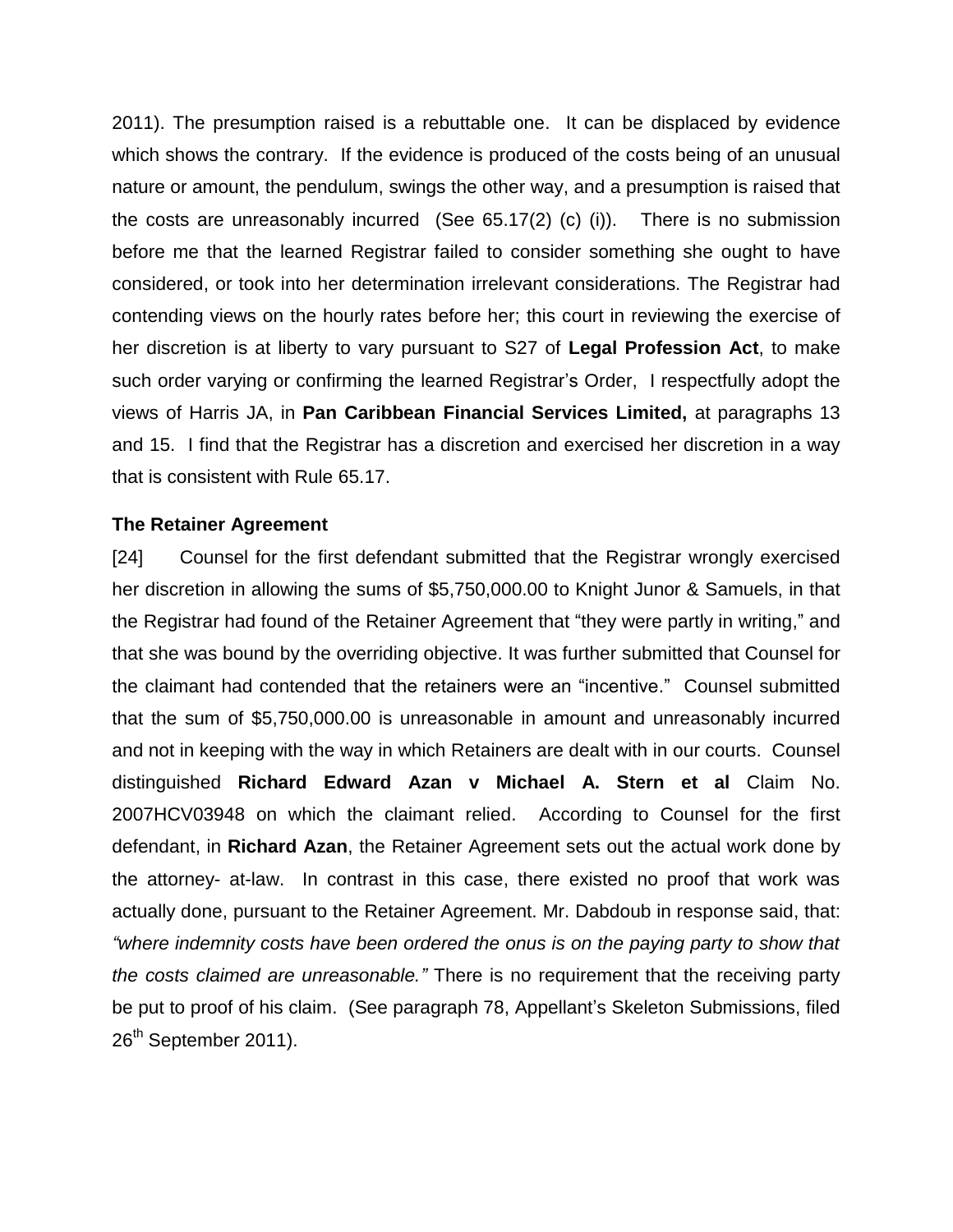2011). The presumption raised is a rebuttable one. It can be displaced by evidence which shows the contrary. If the evidence is produced of the costs being of an unusual nature or amount, the pendulum, swings the other way, and a presumption is raised that the costs are unreasonably incurred (See 65.17(2) (c) (i)). There is no submission before me that the learned Registrar failed to consider something she ought to have considered, or took into her determination irrelevant considerations. The Registrar had contending views on the hourly rates before her; this court in reviewing the exercise of her discretion is at liberty to vary pursuant to S27 of **Legal Profession Act**, to make such order varying or confirming the learned Registrar's Order, I respectfully adopt the views of Harris JA, in **Pan Caribbean Financial Services Limited,** at paragraphs 13 and 15. I find that the Registrar has a discretion and exercised her discretion in a way that is consistent with Rule 65.17.

**The Retainer Agreement**

[24] Counsel for the first defendant submitted that the Registrar wrongly exercised her discretion in allowing the sums of $5,750,000.00 to Knight Junor & Samuels, in that the Registrar had found of the Retainer Agreement that "they were partly in writing," and that she was bound by the overriding objective. It was further submitted that Counsel for the claimant had contended that the retainers were an "incentive." Counsel submitted that the sum of $5,750,000.00 is unreasonable in amount and unreasonably incurred and not in keeping with the way in which Retainers are dealt with in our courts. Counsel distinguished **Richard Edward Azan v Michael A. Stern et al** Claim No. 2007HCV03948 on which the claimant relied. According to Counsel for the first defendant, in **Richard Azan**, the Retainer Agreement sets out the actual work done by the attorney- at-law. In contrast in this case, there existed no proof that work was actually done, pursuant to the Retainer Agreement. Mr. Dabdoub in response said, that: *"where indemnity costs have been ordered the onus is on the paying party to show that the costs claimed are unreasonable."* There is no requirement that the receiving party be put to proof of his claim. (See paragraph 78, Appellant's Skeleton Submissions, filed 26th September 2011).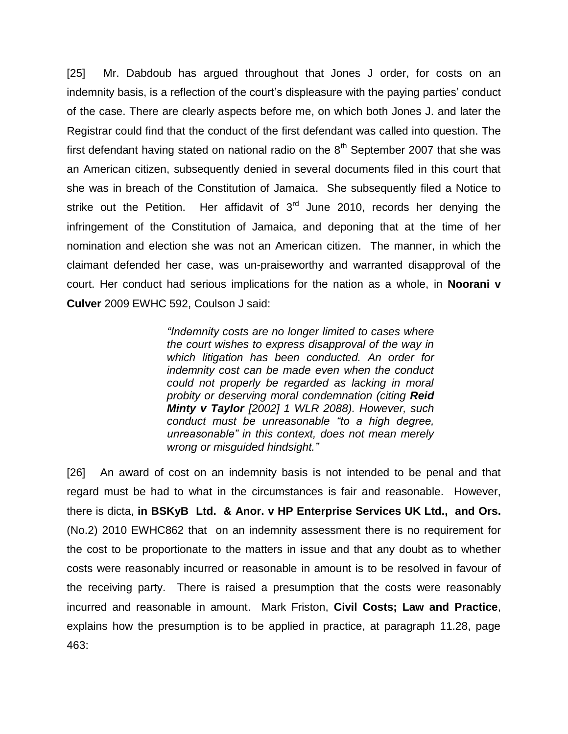[25] Mr. Dabdoub has argued throughout that Jones J order, for costs on an indemnity basis, is a reflection of the court's displeasure with the paying parties' conduct of the case. There are clearly aspects before me, on which both Jones J. and later the Registrar could find that the conduct of the first defendant was called into question. The first defendant having stated on national radio on the 8th September 2007 that she was an American citizen, subsequently denied in several documents filed in this court that she was in breach of the Constitution of Jamaica. She subsequently filed a Notice to strike out the Petition. Her affidavit of 3rd June 2010, records her denying the infringement of the Constitution of Jamaica, and deponing that at the time of her nomination and election she was not an American citizen. The manner, in which the claimant defended her case, was un-praiseworthy and warranted disapproval of the court. Her conduct had serious implications for the nation as a whole, in **Noorani v Culver** 2009 EWHC 592, Coulson J said:

> *"Indemnity costs are no longer limited to cases where the court wishes to express disapproval of the way in which litigation has been conducted. An order for indemnity cost can be made even when the conduct could not properly be regarded as lacking in moral probity or deserving moral condemnation (citing **Reid Minty v Taylor** [2002] 1 WLR 2088). However, such conduct must be unreasonable "to a high degree, unreasonable" in this context, does not mean merely wrong or misguided hindsight."*

[26] An award of cost on an indemnity basis is not intended to be penal and that regard must be had to what in the circumstances is fair and reasonable. However, there is dicta, **in BSKyB Ltd. & Anor. v HP Enterprise Services UK Ltd., and Ors.** (No.2) 2010 EWHC862 that on an indemnity assessment there is no requirement for the cost to be proportionate to the matters in issue and that any doubt as to whether costs were reasonably incurred or reasonable in amount is to be resolved in favour of the receiving party. There is raised a presumption that the costs were reasonably incurred and reasonable in amount. Mark Friston, **Civil Costs; Law and Practice**, explains how the presumption is to be applied in practice, at paragraph 11.28, page 463: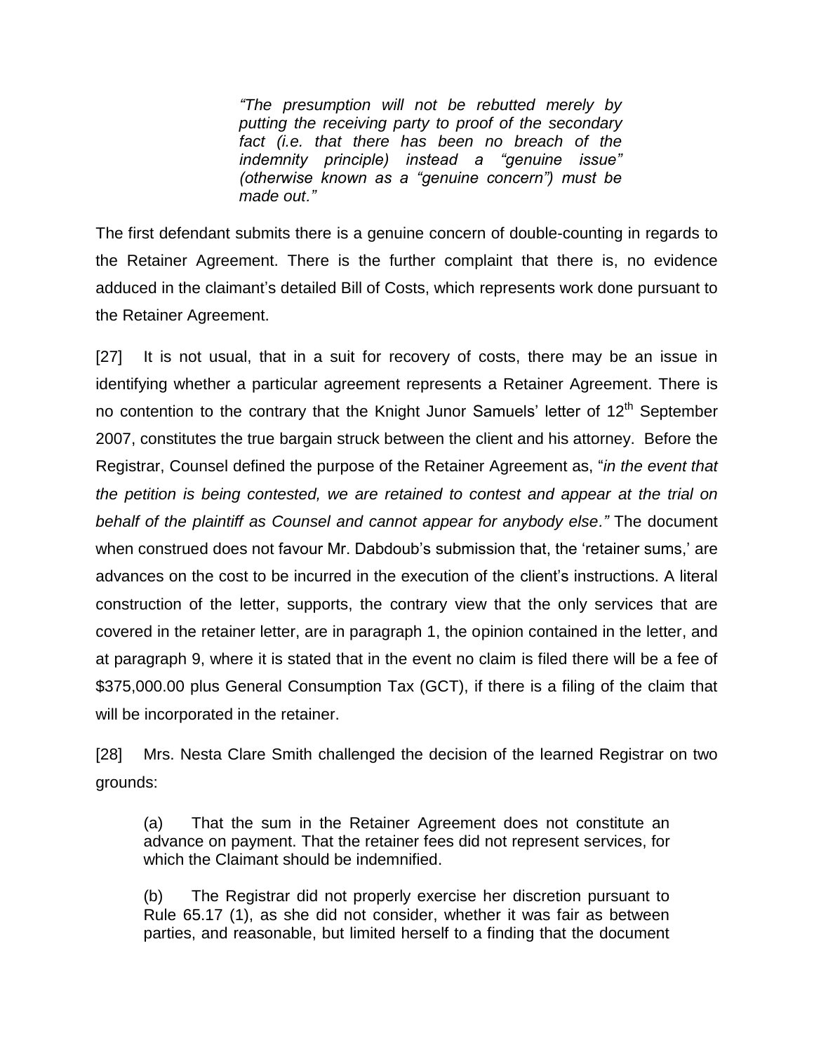> *"The presumption will not be rebutted merely by putting the receiving party to proof of the secondary fact (i.e. that there has been no breach of the indemnity principle) instead a "genuine issue" (otherwise known as a "genuine concern") must be made out."*

The first defendant submits there is a genuine concern of double-counting in regards to the Retainer Agreement. There is the further complaint that there is, no evidence adduced in the claimant's detailed Bill of Costs, which represents work done pursuant to the Retainer Agreement.

[27] It is not usual, that in a suit for recovery of costs, there may be an issue in identifying whether a particular agreement represents a Retainer Agreement. There is no contention to the contrary that the Knight Junor Samuels' letter of 12th September 2007, constitutes the true bargain struck between the client and his attorney. Before the Registrar, Counsel defined the purpose of the Retainer Agreement as, "*in the event that the petition is being contested, we are retained to contest and appear at the trial on behalf of the plaintiff as Counsel and cannot appear for anybody else."* The document when construed does not favour Mr. Dabdoub's submission that, the 'retainer sums,' are advances on the cost to be incurred in the execution of the client's instructions. A literal construction of the letter, supports, the contrary view that the only services that are covered in the retainer letter, are in paragraph 1, the opinion contained in the letter, and at paragraph 9, where it is stated that in the event no claim is filed there will be a fee of $375,000.00 plus General Consumption Tax (GCT), if there is a filing of the claim that will be incorporated in the retainer.

[28] Mrs. Nesta Clare Smith challenged the decision of the learned Registrar on two grounds:

> (a) That the sum in the Retainer Agreement does not constitute an advance on payment. That the retainer fees did not represent services, for which the Claimant should be indemnified.
>
> (b) The Registrar did not properly exercise her discretion pursuant to Rule 65.17 (1), as she did not consider, whether it was fair as between parties, and reasonable, but limited herself to a finding that the document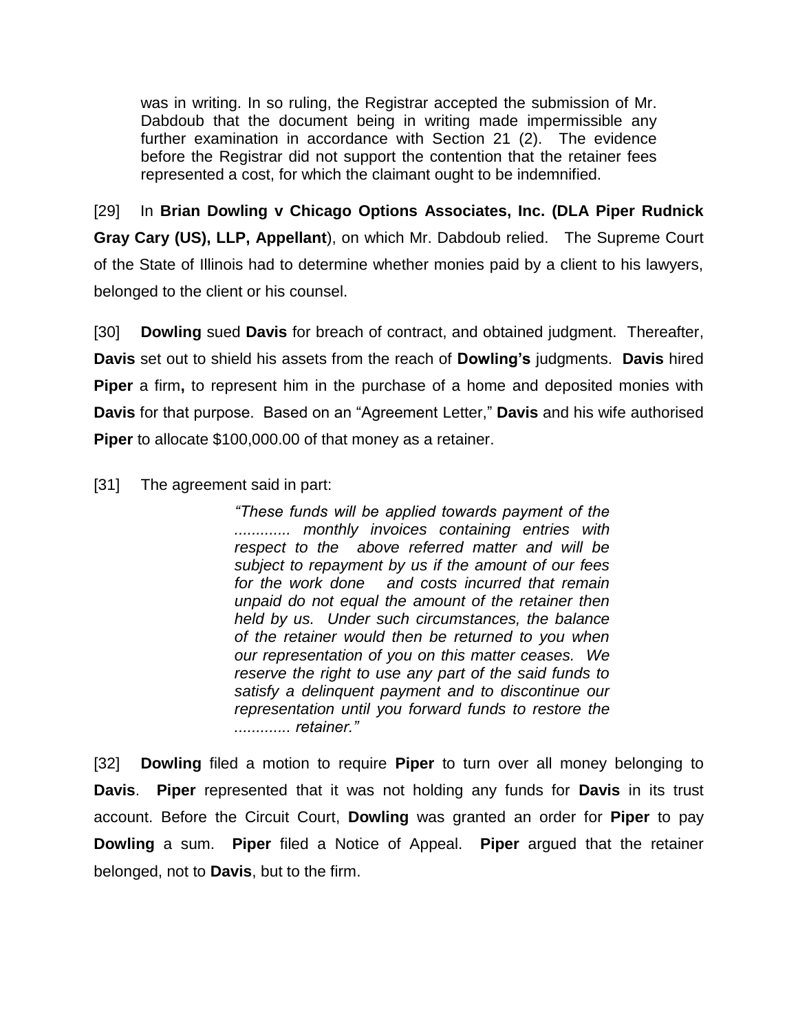was in writing. In so ruling, the Registrar accepted the submission of Mr. Dabdoub that the document being in writing made impermissible any further examination in accordance with Section 21 (2). The evidence before the Registrar did not support the contention that the retainer fees represented a cost, for which the claimant ought to be indemnified.

[29] In **Brian Dowling v Chicago Options Associates, Inc. (DLA Piper Rudnick Gray Cary (US), LLP, Appellant**), on which Mr. Dabdoub relied. The Supreme Court of the State of Illinois had to determine whether monies paid by a client to his lawyers, belonged to the client or his counsel.

[30] **Dowling** sued **Davis** for breach of contract, and obtained judgment. Thereafter, **Davis** set out to shield his assets from the reach of **Dowling's** judgments. **Davis** hired **Piper** a firm**,** to represent him in the purchase of a home and deposited monies with **Davis** for that purpose. Based on an "Agreement Letter," **Davis** and his wife authorised **Piper** to allocate $100,000.00 of that money as a retainer.

[31] The agreement said in part:

> *"These funds will be applied towards payment of the ............. monthly invoices containing entries with respect to the above referred matter and will be subject to repayment by us if the amount of our fees for the work done and costs incurred that remain unpaid do not equal the amount of the retainer then held by us. Under such circumstances, the balance of the retainer would then be returned to you when our representation of you on this matter ceases. We reserve the right to use any part of the said funds to satisfy a delinquent payment and to discontinue our representation until you forward funds to restore the ............. retainer."*

[32] **Dowling** filed a motion to require **Piper** to turn over all money belonging to **Davis**. **Piper** represented that it was not holding any funds for **Davis** in its trust account. Before the Circuit Court, **Dowling** was granted an order for **Piper** to pay **Dowling** a sum. **Piper** filed a Notice of Appeal. **Piper** argued that the retainer belonged, not to **Davis**, but to the firm.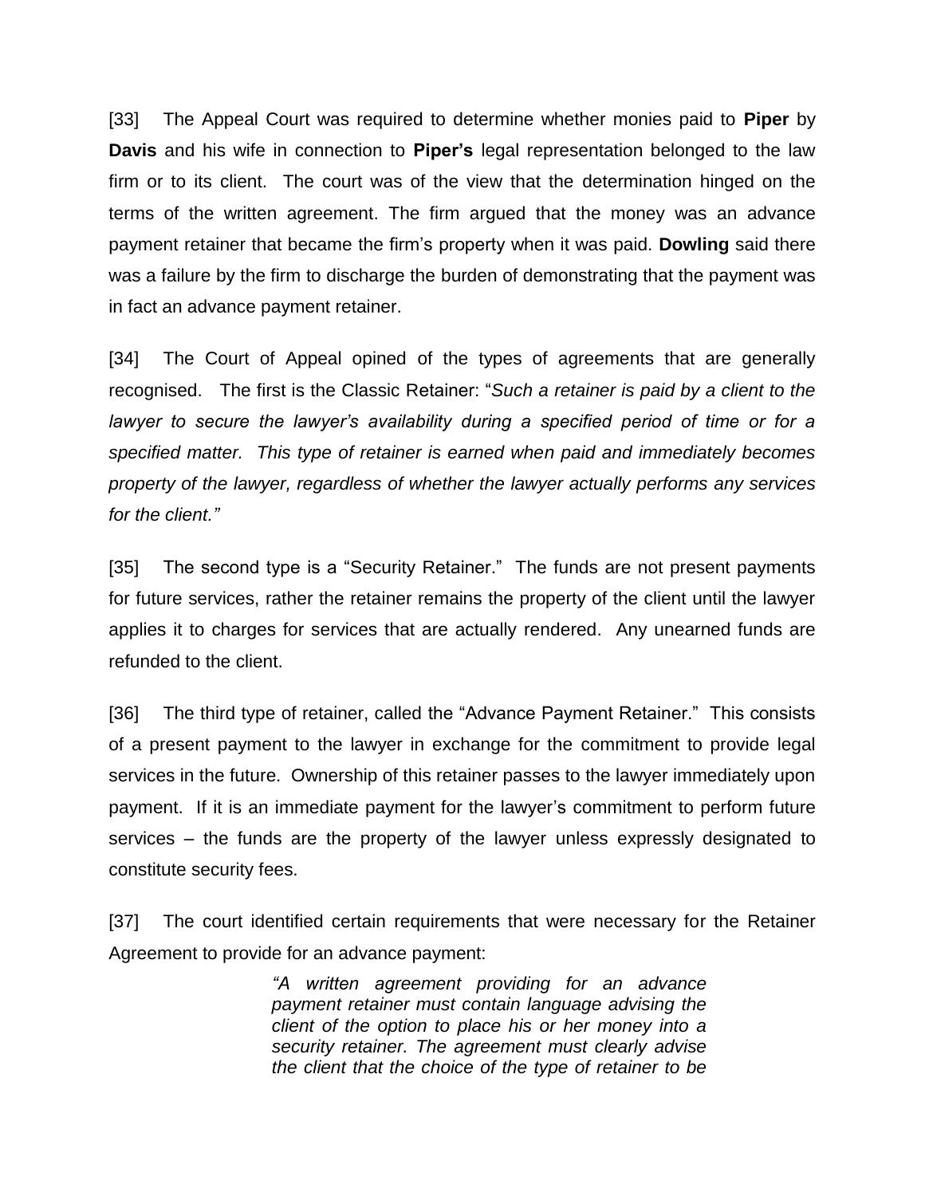[33] The Appeal Court was required to determine whether monies paid to **Piper** by **Davis** and his wife in connection to **Piper's** legal representation belonged to the law firm or to its client. The court was of the view that the determination hinged on the terms of the written agreement. The firm argued that the money was an advance payment retainer that became the firm's property when it was paid. **Dowling** said there was a failure by the firm to discharge the burden of demonstrating that the payment was in fact an advance payment retainer.

[34] The Court of Appeal opined of the types of agreements that are generally recognised. The first is the Classic Retainer: "*Such a retainer is paid by a client to the lawyer to secure the lawyer's availability during a specified period of time or for a specified matter. This type of retainer is earned when paid and immediately becomes property of the lawyer, regardless of whether the lawyer actually performs any services for the client."*

[35] The second type is a "Security Retainer." The funds are not present payments for future services, rather the retainer remains the property of the client until the lawyer applies it to charges for services that are actually rendered. Any unearned funds are refunded to the client.

[36] The third type of retainer, called the "Advance Payment Retainer." This consists of a present payment to the lawyer in exchange for the commitment to provide legal services in the future. Ownership of this retainer passes to the lawyer immediately upon payment. If it is an immediate payment for the lawyer's commitment to perform future services – the funds are the property of the lawyer unless expressly designated to constitute security fees.

[37] The court identified certain requirements that were necessary for the Retainer Agreement to provide for an advance payment:

> *"A written agreement providing for an advance payment retainer must contain language advising the client of the option to place his or her money into a security retainer. The agreement must clearly advise the client that the choice of the type of retainer to be*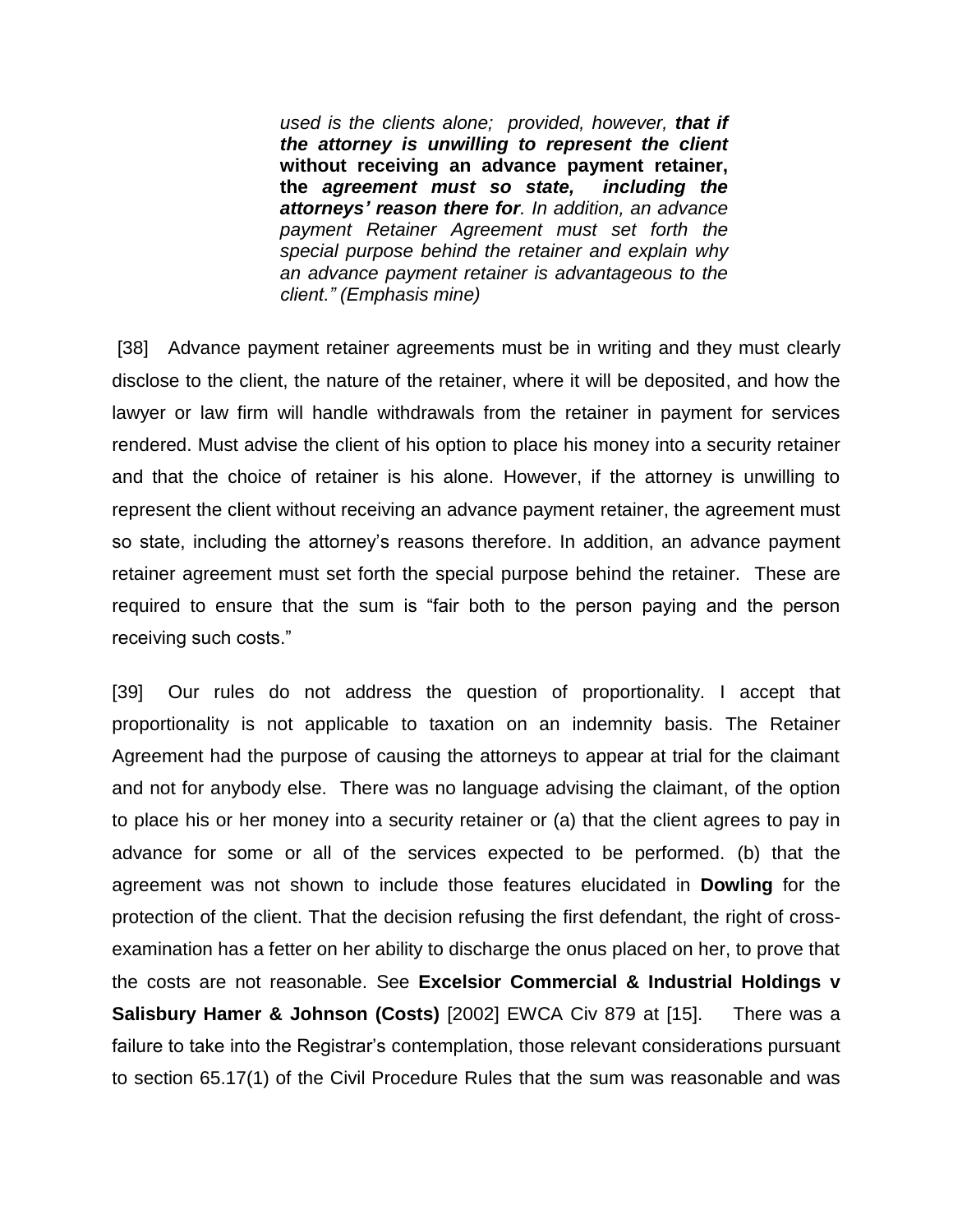> *used is the clients alone; provided, however, **that if the attorney is unwilling to represent the client** **without receiving an advance payment retainer, the** ***agreement must so state, including the attorneys' reason there for***. In addition, an advance payment Retainer Agreement must set forth the special purpose behind the retainer and explain why an advance payment retainer is advantageous to the client." (Emphasis mine)*

[38] Advance payment retainer agreements must be in writing and they must clearly disclose to the client, the nature of the retainer, where it will be deposited, and how the lawyer or law firm will handle withdrawals from the retainer in payment for services rendered. Must advise the client of his option to place his money into a security retainer and that the choice of retainer is his alone. However, if the attorney is unwilling to represent the client without receiving an advance payment retainer, the agreement must so state, including the attorney's reasons therefore. In addition, an advance payment retainer agreement must set forth the special purpose behind the retainer. These are required to ensure that the sum is "fair both to the person paying and the person receiving such costs."

[39] Our rules do not address the question of proportionality. I accept that proportionality is not applicable to taxation on an indemnity basis. The Retainer Agreement had the purpose of causing the attorneys to appear at trial for the claimant and not for anybody else. There was no language advising the claimant, of the option to place his or her money into a security retainer or (a) that the client agrees to pay in advance for some or all of the services expected to be performed. (b) that the agreement was not shown to include those features elucidated in **Dowling** for the protection of the client. That the decision refusing the first defendant, the right of cross-examination has a fetter on her ability to discharge the onus placed on her, to prove that the costs are not reasonable. See **Excelsior Commercial & Industrial Holdings v Salisbury Hamer & Johnson (Costs)** [2002] EWCA Civ 879 at [15]. There was a failure to take into the Registrar's contemplation, those relevant considerations pursuant to section 65.17(1) of the Civil Procedure Rules that the sum was reasonable and was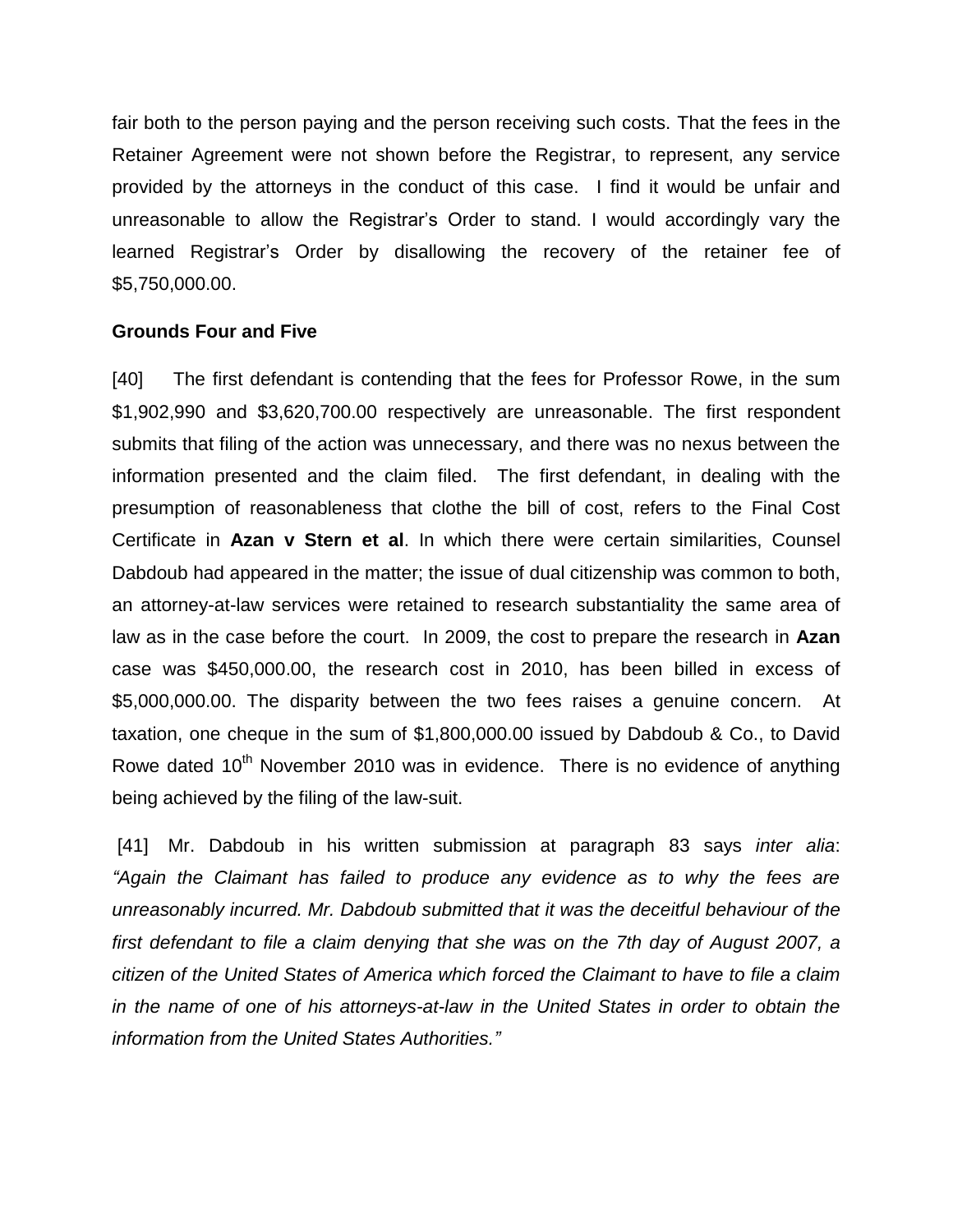fair both to the person paying and the person receiving such costs. That the fees in the Retainer Agreement were not shown before the Registrar, to represent, any service provided by the attorneys in the conduct of this case. I find it would be unfair and unreasonable to allow the Registrar's Order to stand. I would accordingly vary the learned Registrar's Order by disallowing the recovery of the retainer fee of $5,750,000.00.

**Grounds Four and Five**

[40] The first defendant is contending that the fees for Professor Rowe, in the sum $1,902,990 and $3,620,700.00 respectively are unreasonable. The first respondent submits that filing of the action was unnecessary, and there was no nexus between the information presented and the claim filed. The first defendant, in dealing with the presumption of reasonableness that clothe the bill of cost, refers to the Final Cost Certificate in **Azan v Stern et al**. In which there were certain similarities, Counsel Dabdoub had appeared in the matter; the issue of dual citizenship was common to both, an attorney-at-law services were retained to research substantiality the same area of law as in the case before the court. In 2009, the cost to prepare the research in **Azan** case was $450,000.00, the research cost in 2010, has been billed in excess of $5,000,000.00. The disparity between the two fees raises a genuine concern. At taxation, one cheque in the sum of $1,800,000.00 issued by Dabdoub & Co., to David Rowe dated 10th November 2010 was in evidence. There is no evidence of anything being achieved by the filing of the law-suit.

[41] Mr. Dabdoub in his written submission at paragraph 83 says *inter alia*: *"Again the Claimant has failed to produce any evidence as to why the fees are unreasonably incurred. Mr. Dabdoub submitted that it was the deceitful behaviour of the first defendant to file a claim denying that she was on the 7th day of August 2007, a citizen of the United States of America which forced the Claimant to have to file a claim in the name of one of his attorneys-at-law in the United States in order to obtain the information from the United States Authorities."*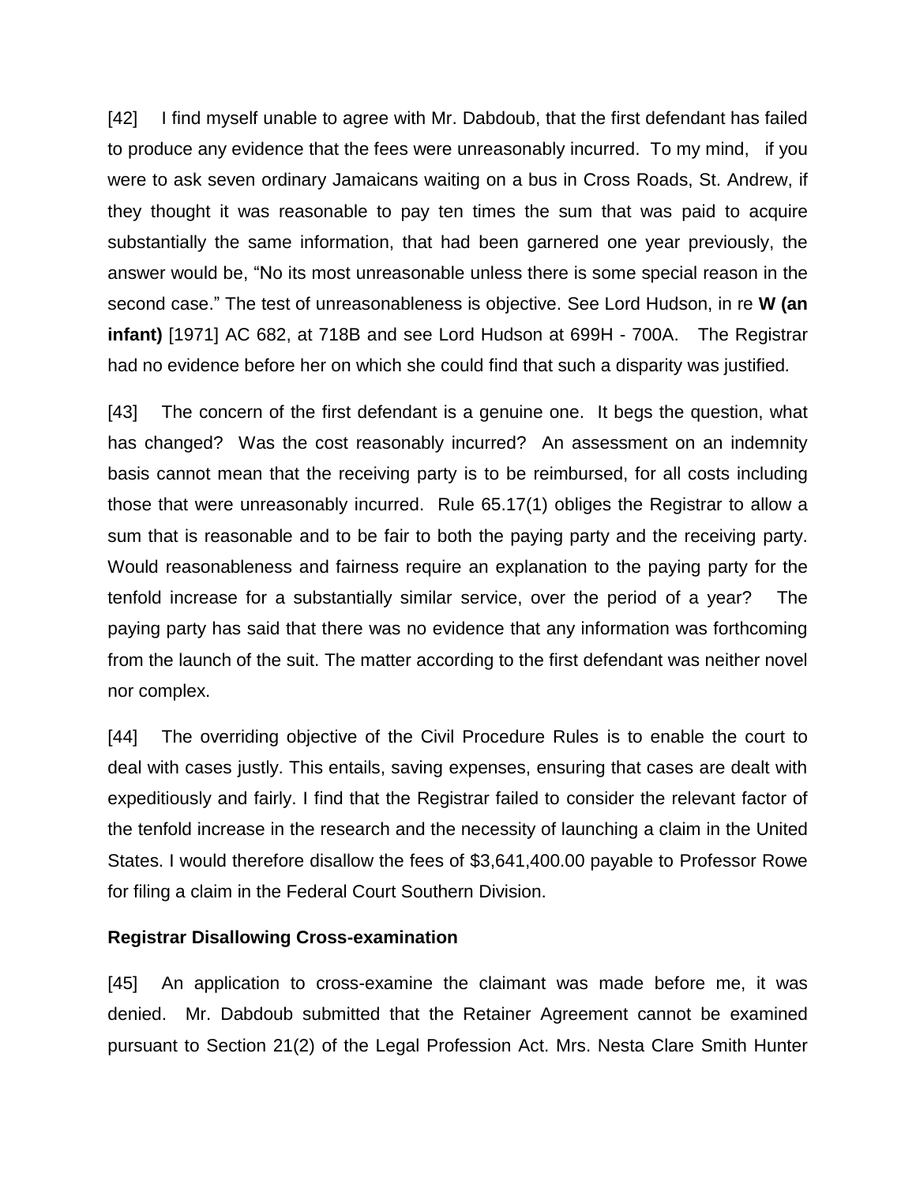[42] I find myself unable to agree with Mr. Dabdoub, that the first defendant has failed to produce any evidence that the fees were unreasonably incurred. To my mind, if you were to ask seven ordinary Jamaicans waiting on a bus in Cross Roads, St. Andrew, if they thought it was reasonable to pay ten times the sum that was paid to acquire substantially the same information, that had been garnered one year previously, the answer would be, "No its most unreasonable unless there is some special reason in the second case." The test of unreasonableness is objective. See Lord Hudson, in re **W (an infant)** [1971] AC 682, at 718B and see Lord Hudson at 699H - 700A. The Registrar had no evidence before her on which she could find that such a disparity was justified*.*

[43] The concern of the first defendant is a genuine one. It begs the question, what has changed? Was the cost reasonably incurred? An assessment on an indemnity basis cannot mean that the receiving party is to be reimbursed, for all costs including those that were unreasonably incurred. Rule 65.17(1) obliges the Registrar to allow a sum that is reasonable and to be fair to both the paying party and the receiving party. Would reasonableness and fairness require an explanation to the paying party for the tenfold increase for a substantially similar service, over the period of a year? The paying party has said that there was no evidence that any information was forthcoming from the launch of the suit. The matter according to the first defendant was neither novel nor complex.

[44] The overriding objective of the Civil Procedure Rules is to enable the court to deal with cases justly. This entails, saving expenses, ensuring that cases are dealt with expeditiously and fairly. I find that the Registrar failed to consider the relevant factor of the tenfold increase in the research and the necessity of launching a claim in the United States. I would therefore disallow the fees of $3,641,400.00 payable to Professor Rowe for filing a claim in the Federal Court Southern Division.

**Registrar Disallowing Cross-examination**

[45] An application to cross-examine the claimant was made before me, it was denied. Mr. Dabdoub submitted that the Retainer Agreement cannot be examined pursuant to Section 21(2) of the Legal Profession Act. Mrs. Nesta Clare Smith Hunter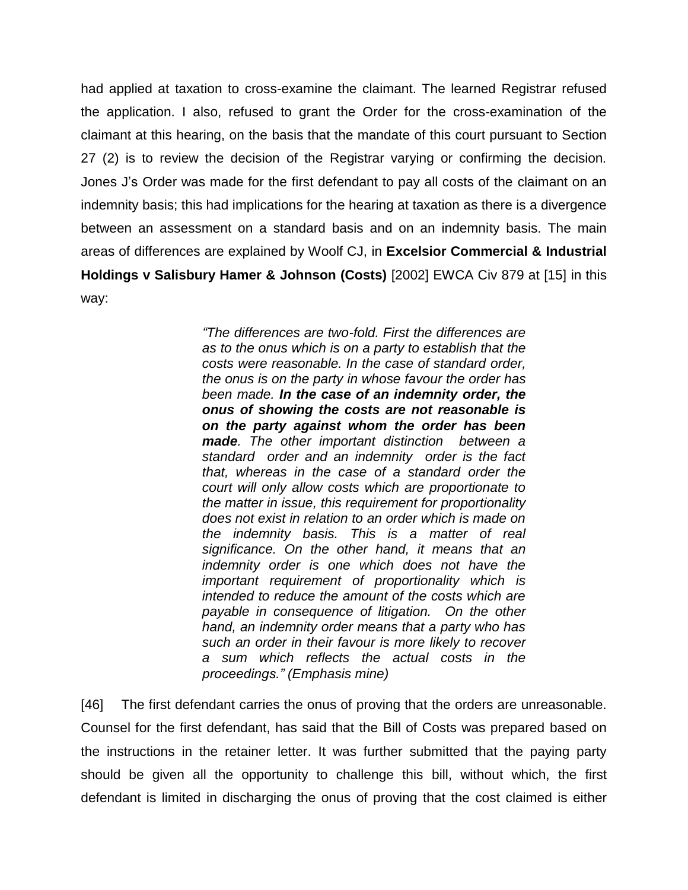had applied at taxation to cross-examine the claimant. The learned Registrar refused the application. I also, refused to grant the Order for the cross-examination of the claimant at this hearing, on the basis that the mandate of this court pursuant to Section 27 (2) is to review the decision of the Registrar varying or confirming the decision. Jones J's Order was made for the first defendant to pay all costs of the claimant on an indemnity basis; this had implications for the hearing at taxation as there is a divergence between an assessment on a standard basis and on an indemnity basis. The main areas of differences are explained by Woolf CJ, in **Excelsior Commercial & Industrial Holdings v Salisbury Hamer & Johnson (Costs)** [2002] EWCA Civ 879 at [15] in this way:

> *"The differences are two-fold. First the differences are as to the onus which is on a party to establish that the costs were reasonable. In the case of standard order, the onus is on the party in whose favour the order has been made.* ***In the case of an indemnity order, the onus of showing the costs are not reasonable is on the party against whom the order has been made****. The other important distinction between a standard order and an indemnity order is the fact that, whereas in the case of a standard order the court will only allow costs which are proportionate to the matter in issue, this requirement for proportionality does not exist in relation to an order which is made on the indemnity basis. This is a matter of real significance. On the other hand, it means that an indemnity order is one which does not have the important requirement of proportionality which is intended to reduce the amount of the costs which are payable in consequence of litigation. On the other hand, an indemnity order means that a party who has such an order in their favour is more likely to recover a sum which reflects the actual costs in the proceedings." (Emphasis mine)*

[46] The first defendant carries the onus of proving that the orders are unreasonable. Counsel for the first defendant, has said that the Bill of Costs was prepared based on the instructions in the retainer letter. It was further submitted that the paying party should be given all the opportunity to challenge this bill, without which, the first defendant is limited in discharging the onus of proving that the cost claimed is either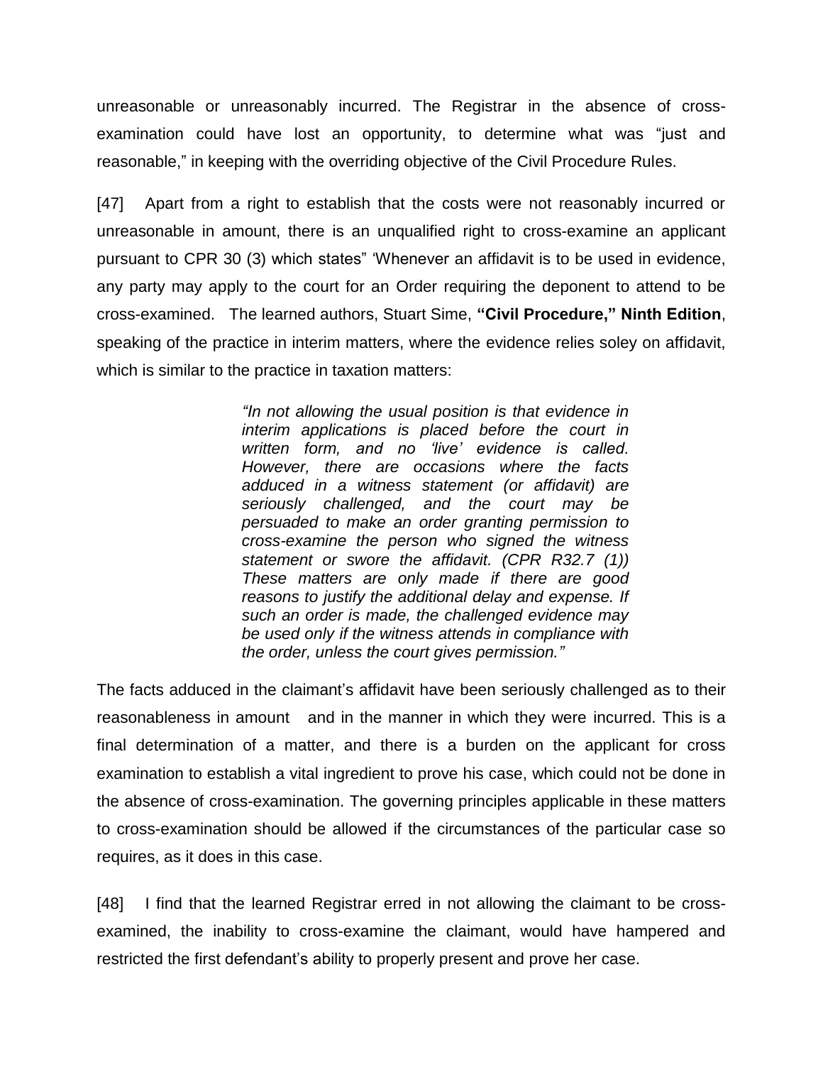unreasonable or unreasonably incurred. The Registrar in the absence of cross-examination could have lost an opportunity, to determine what was "just and reasonable," in keeping with the overriding objective of the Civil Procedure Rules.

[47] Apart from a right to establish that the costs were not reasonably incurred or unreasonable in amount, there is an unqualified right to cross-examine an applicant pursuant to CPR 30 (3) which states" 'Whenever an affidavit is to be used in evidence, any party may apply to the court for an Order requiring the deponent to attend to be cross-examined. The learned authors, Stuart Sime, **"Civil Procedure," Ninth Edition**, speaking of the practice in interim matters, where the evidence relies soley on affidavit, which is similar to the practice in taxation matters:

> *"In not allowing the usual position is that evidence in interim applications is placed before the court in written form, and no 'live' evidence is called. However, there are occasions where the facts adduced in a witness statement (or affidavit) are seriously challenged, and the court may be persuaded to make an order granting permission to cross-examine the person who signed the witness statement or swore the affidavit. (CPR R32.7 (1)) These matters are only made if there are good reasons to justify the additional delay and expense. If such an order is made, the challenged evidence may be used only if the witness attends in compliance with the order, unless the court gives permission."*

The facts adduced in the claimant's affidavit have been seriously challenged as to their reasonableness in amount and in the manner in which they were incurred. This is a final determination of a matter, and there is a burden on the applicant for cross examination to establish a vital ingredient to prove his case, which could not be done in the absence of cross-examination. The governing principles applicable in these matters to cross-examination should be allowed if the circumstances of the particular case so requires, as it does in this case.

[48] I find that the learned Registrar erred in not allowing the claimant to be cross-examined, the inability to cross-examine the claimant, would have hampered and restricted the first defendant's ability to properly present and prove her case.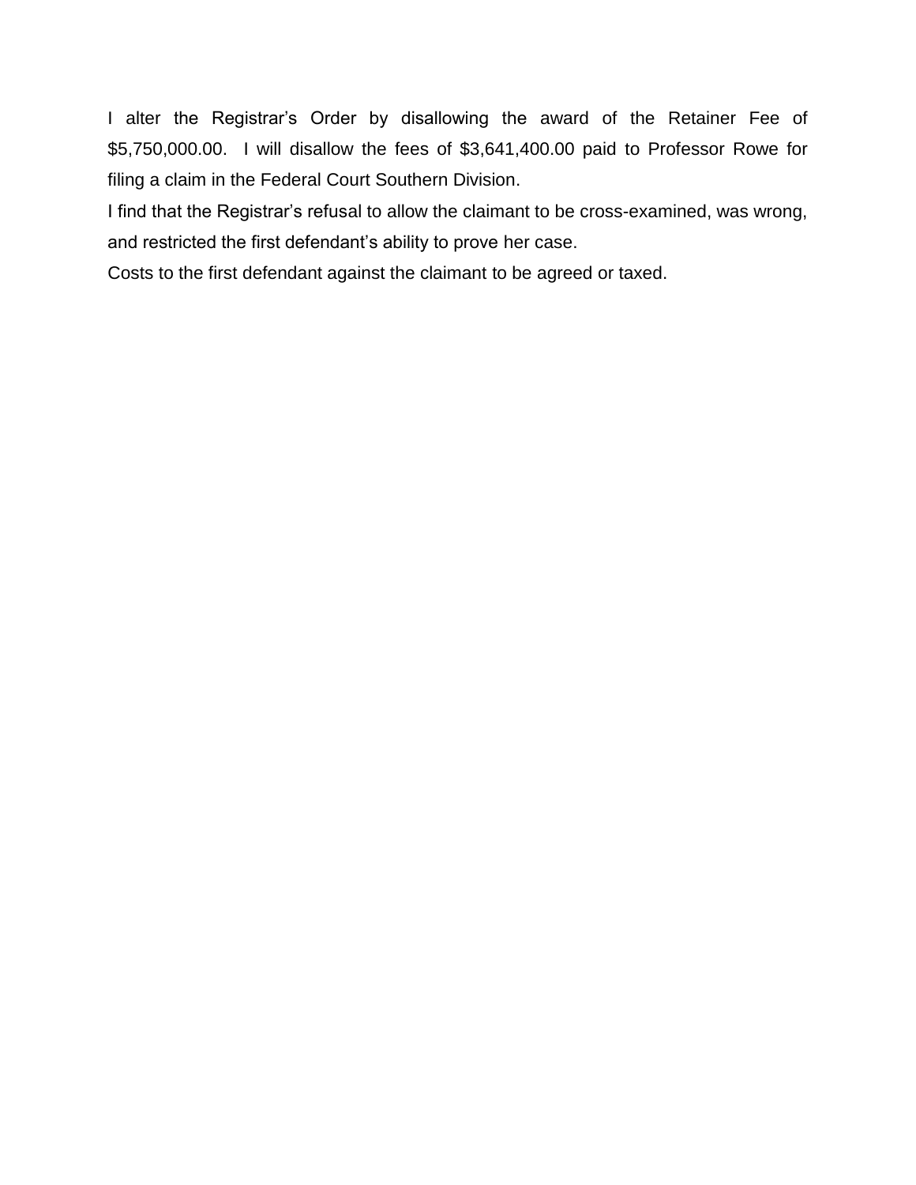I alter the Registrar's Order by disallowing the award of the Retainer Fee of $5,750,000.00. I will disallow the fees of $3,641,400.00 paid to Professor Rowe for filing a claim in the Federal Court Southern Division.

I find that the Registrar's refusal to allow the claimant to be cross-examined, was wrong, and restricted the first defendant's ability to prove her case.

Costs to the first defendant against the claimant to be agreed or taxed.